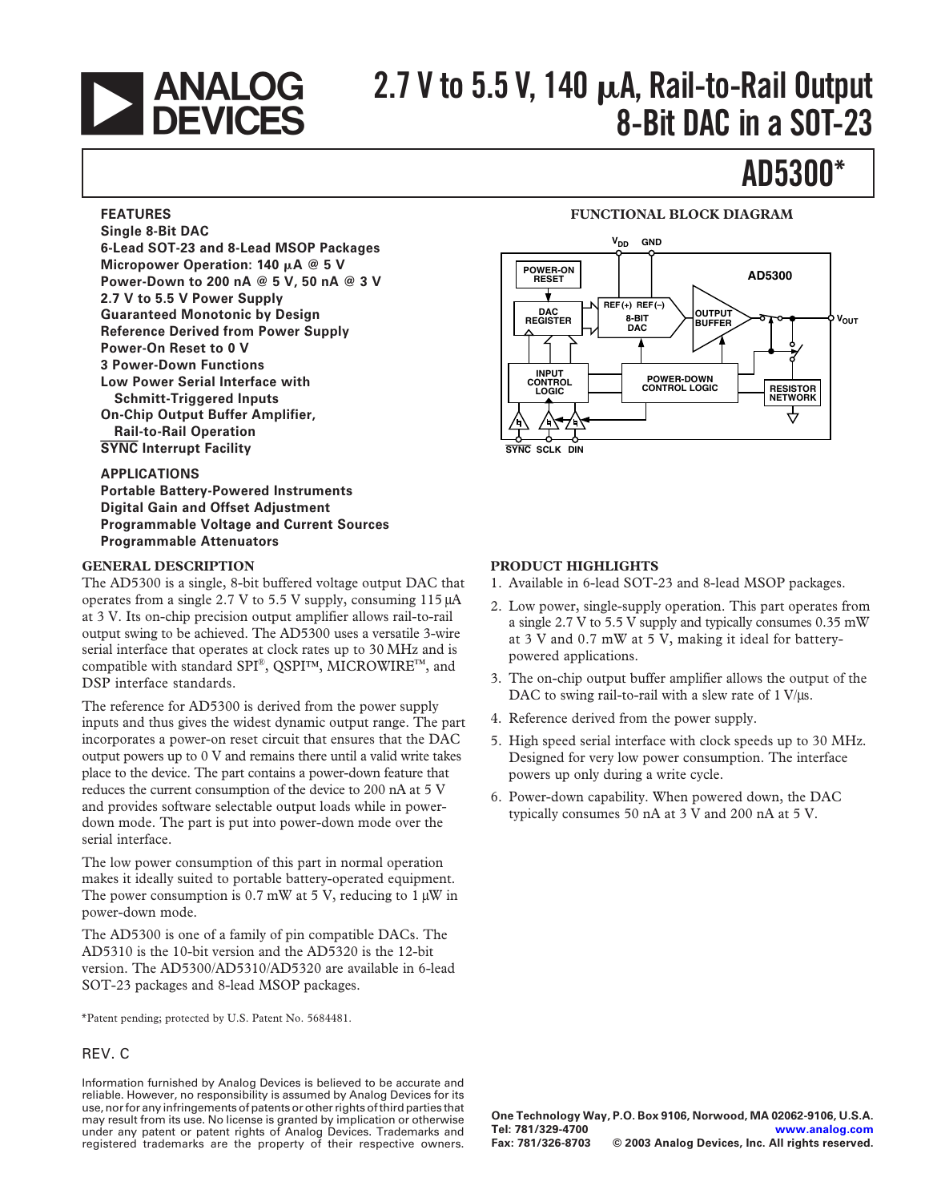# 2.7 V to 5.5 V, 140 μA, Rail-to-Rail Output 8-Bit DAC in a SOT-23

# AD5300*

## FEATURES

**Single 8-Bit DAC**
**6-Lead SOT-23 and 8-Lead MSOP Packages**
**Micropower Operation: 140 μA @ 5 V**
**Power-Down to 200 nA @ 5 V, 50 nA @ 3 V**
**2.7 V to 5.5 V Power Supply**
**Guaranteed Monotonic by Design**
**Reference Derived from Power Supply**
**Power-On Reset to 0 V**
**3 Power-Down Functions**
**Low Power Serial Interface with Schmitt-Triggered Inputs**
**On-Chip Output Buffer Amplifier, Rail-to-Rail Operation**
**SYNC Interrupt Facility**

## APPLICATIONS

**Portable Battery-Powered Instruments**
**Digital Gain and Offset Adjustment**
**Programmable Voltage and Current Sources**
**Programmable Attenuators**

## FUNCTIONAL BLOCK DIAGRAM

## GENERAL DESCRIPTION

The AD5300 is a single, 8-bit buffered voltage output DAC that operates from a single 2.7 V to 5.5 V supply, consuming 115 μA at 3 V. Its on-chip precision output amplifier allows rail-to-rail output swing to be achieved. The AD5300 uses a versatile 3-wire serial interface that operates at clock rates up to 30 MHz and is compatible with standard SPI®, QSPI™, MICROWIRE™, and DSP interface standards.

The reference for AD5300 is derived from the power supply inputs and thus gives the widest dynamic output range. The part incorporates a power-on reset circuit that ensures that the DAC output powers up to 0 V and remains there until a valid write takes place to the device. The part contains a power-down feature that reduces the current consumption of the device to 200 nA at 5 V and provides software selectable output loads while in power-down mode. The part is put into power-down mode over the serial interface.

The low power consumption of this part in normal operation makes it ideally suited to portable battery-operated equipment. The power consumption is 0.7 mW at 5 V, reducing to 1 μW in power-down mode.

The AD5300 is one of a family of pin compatible DACs. The AD5310 is the 10-bit version and the AD5320 is the 12-bit version. The AD5300/AD5310/AD5320 are available in 6-lead SOT-23 packages and 8-lead MSOP packages.

## PRODUCT HIGHLIGHTS

1. Available in 6-lead SOT-23 and 8-lead MSOP packages.
2. Low power, single-supply operation. This part operates from a single 2.7 V to 5.5 V supply and typically consumes 0.35 mW at 3 V and 0.7 mW at 5 V, making it ideal for battery-powered applications.
3. The on-chip output buffer amplifier allows the output of the DAC to swing rail-to-rail with a slew rate of 1 V/μs.
4. Reference derived from the power supply.
5. High speed serial interface with clock speeds up to 30 MHz. Designed for very low power consumption. The interface powers up only during a write cycle.
6. Power-down capability. When powered down, the DAC typically consumes 50 nA at 3 V and 200 nA at 5 V.

*Patent pending; protected by U.S. Patent No. 5684481.

REV. C

Information furnished by Analog Devices is believed to be accurate and reliable. However, no responsibility is assumed by Analog Devices for its use, nor for any infringements of patents or other rights of third parties that may result from its use. No license is granted by implication or otherwise under any patent or patent rights of Analog Devices. Trademarks and registered trademarks are the property of their respective owners.

One Technology Way, P.O. Box 9106, Norwood, MA 02062-9106, U.S.A.
Tel: 781/329-4700 www.analog.com
Fax: 781/326-8703 © 2003 Analog Devices, Inc. All rights reserved.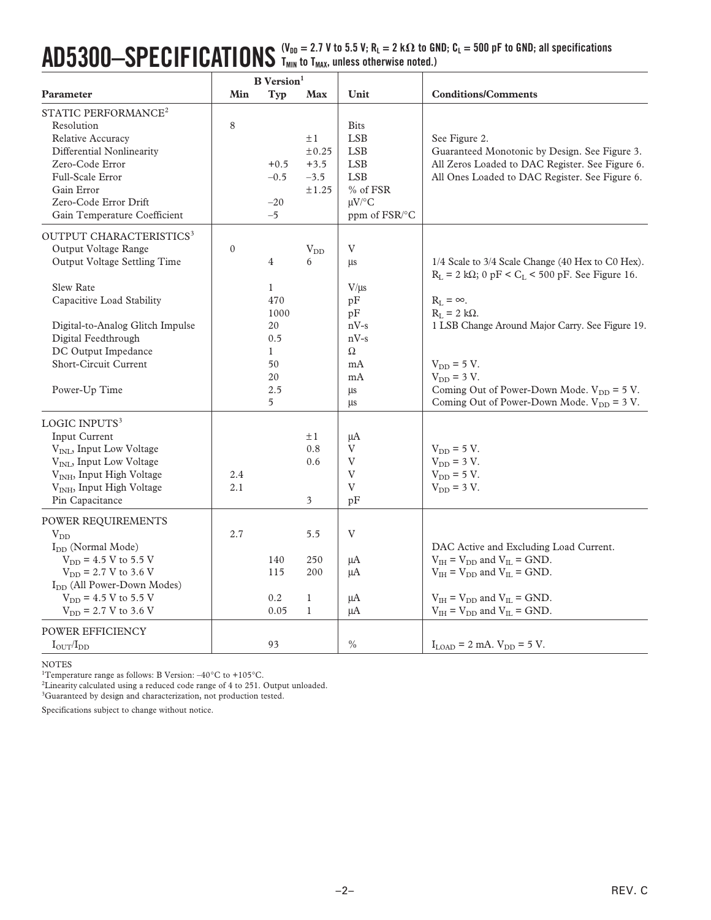# AD5300–SPECIFICATIONS

($V_{DD}$ = 2.7 V to 5.5 V; $R_L$ = 2 kΩ to GND; $C_L$ = 500 pF to GND; all specifications $T_{MIN}$ to $T_{MAX}$, unless otherwise noted.)

| Parameter | B Version[1] Min | Typ | Max | Unit | Conditions/Comments |
|---|---|---|---|---|---|
| **STATIC PERFORMANCE[2]** | | | | | |
| Resolution | 8 | | | Bits | |
| Relative Accuracy | | | ±1 | LSB | See Figure 2. |
| Differential Nonlinearity | | | ±0.25 | LSB | Guaranteed Monotonic by Design. See Figure 3. |
| Zero-Code Error | | +0.5 | +3.5 | LSB | All Zeros Loaded to DAC Register. See Figure 6. |
| Full-Scale Error | | –0.5 | –3.5 | LSB | All Ones Loaded to DAC Register. See Figure 6. |
| Gain Error | | | ±1.25 | % of FSR | |
| Zero-Code Error Drift | | –20 | | μV/°C | |
| Gain Temperature Coefficient | | –5 | | ppm of FSR/°C | |
| **OUTPUT CHARACTERISTICS[3]** | | | | | |
| Output Voltage Range | 0 | | $V_{DD}$ | V | |
| Output Voltage Settling Time | | 4 | 6 | μs | 1/4 Scale to 3/4 Scale Change (40 Hex to C0 Hex). $R_L$ = 2 kΩ; 0 pF < $C_L$ < 500 pF. See Figure 16. |
| Slew Rate | | 1 | | V/μs | |
| Capacitive Load Stability | | 470 | | pF | $R_L$ = ∞. |
| | | 1000 | | pF | $R_L$ = 2 kΩ. |
| Digital-to-Analog Glitch Impulse | | 20 | | nV-s | 1 LSB Change Around Major Carry. See Figure 19. |
| Digital Feedthrough | | 0.5 | | nV-s | |
| DC Output Impedance | | 1 | | Ω | |
| Short-Circuit Current | | 50 | | mA | $V_{DD}$ = 5 V. |
| | | 20 | | mA | $V_{DD}$ = 3 V. |
| Power-Up Time | | 2.5 | | μs | Coming Out of Power-Down Mode. $V_{DD}$ = 5 V. |
| | | 5 | | μs | Coming Out of Power-Down Mode. $V_{DD}$ = 3 V. |
| **LOGIC INPUTS[3]** | | | | | |
| Input Current | | | ±1 | μA | |
| $V_{INL}$, Input Low Voltage | | | 0.8 | V | $V_{DD}$ = 5 V. |
| $V_{INL}$, Input Low Voltage | | | 0.6 | V | $V_{DD}$ = 3 V. |
| $V_{INH}$, Input High Voltage | 2.4 | | | V | $V_{DD}$ = 5 V. |
| $V_{INH}$, Input High Voltage | 2.1 | | | V | $V_{DD}$ = 3 V. |
| Pin Capacitance | | | 3 | pF | |
| **POWER REQUIREMENTS** | | | | | |
| $V_{DD}$ | 2.7 | | 5.5 | V | |
| $I_{DD}$ (Normal Mode) | | | | | DAC Active and Excluding Load Current. |
| $V_{DD}$ = 4.5 V to 5.5 V | | 140 | 250 | μA | $V_{IH}$ = $V_{DD}$ and $V_{IL}$ = GND. |
| $V_{DD}$ = 2.7 V to 3.6 V | | 115 | 200 | μA | $V_{IH}$ = $V_{DD}$ and $V_{IL}$ = GND. |
| $I_{DD}$ (All Power-Down Modes) | | | | | |
| $V_{DD}$ = 4.5 V to 5.5 V | | 0.2 | 1 | μA | $V_{IH}$ = $V_{DD}$ and $V_{IL}$ = GND. |
| $V_{DD}$ = 2.7 V to 3.6 V | | 0.05 | 1 | μA | $V_{IH}$ = $V_{DD}$ and $V_{IL}$ = GND. |
| **POWER EFFICIENCY** | | | | | |
| $I_{OUT}/I_{DD}$ | | 93 | | % | $I_{LOAD}$ = 2 mA. $V_{DD}$ = 5 V. |

NOTES

[1] Temperature range as follows: B Version: –40°C to +105°C.

[2] Linearity calculated using a reduced code range of 4 to 251. Output unloaded.

[3] Guaranteed by design and characterization, not production tested.

Specifications subject to change without notice.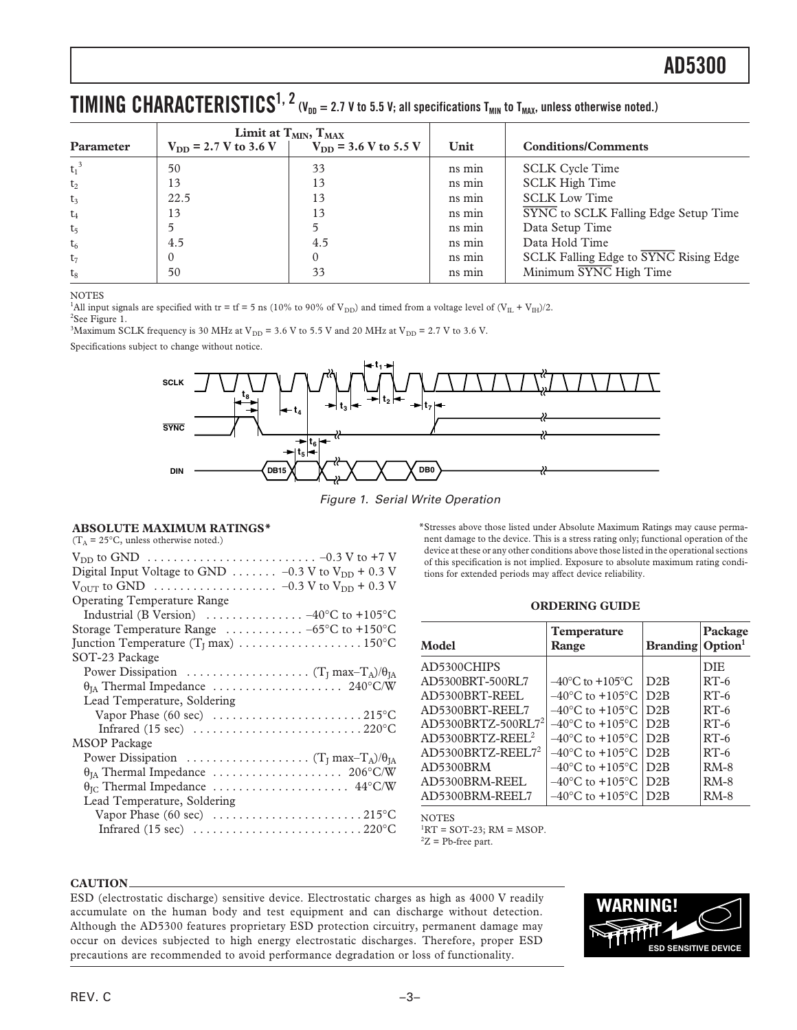## TIMING CHARACTERISTICS[1, 2] ($V_{DD}$ = 2.7 V to 5.5 V; all specifications $T_{MIN}$ to $T_{MAX}$, unless otherwise noted.)

| Parameter | Limit at $T_{MIN}$, $T_{MAX}$ $V_{DD}$ = 2.7 V to 3.6 V | $V_{DD}$ = 3.6 V to 5.5 V | Unit | Conditions/Comments |
|---|---|---|---|---|
| $t_1$[3] | 50 | 33 | ns min | SCLK Cycle Time |
| $t_2$ | 13 | 13 | ns min | SCLK High Time |
| $t_3$ | 22.5 | 13 | ns min | SCLK Low Time |
| $t_4$ | 13 | 13 | ns min | $\overline{SYNC}$ to SCLK Falling Edge Setup Time |
| $t_5$ | 5 | 5 | ns min | Data Setup Time |
| $t_6$ | 4.5 | 4.5 | ns min | Data Hold Time |
| $t_7$ | 0 | 0 | ns min | SCLK Falling Edge to $\overline{SYNC}$ Rising Edge |
| $t_8$ | 50 | 33 | ns min | Minimum $\overline{SYNC}$ High Time |

NOTES

[1]All input signals are specified with tr = tf = 5 ns (10% to 90% of $V_{DD}$) and timed from a voltage level of $(V_{IL} + V_{IH})/2$.

[2]See Figure 1.

[3]Maximum SCLK frequency is 30 MHz at $V_{DD}$ = 3.6 V to 5.5 V and 20 MHz at $V_{DD}$ = 2.7 V to 3.6 V.

Specifications subject to change without notice.

*Figure 1. Serial Write Operation*

### ABSOLUTE MAXIMUM RATINGS*

($T_A$ = 25°C, unless otherwise noted.)

- $V_{DD}$ to GND . . . . . . . . . . –0.3 V to +7 V
- Digital Input Voltage to GND . . . . . . –0.3 V to $V_{DD}$ + 0.3 V
- $V_{OUT}$ to GND . . . . . . . . . . –0.3 V to $V_{DD}$ + 0.3 V
- Operating Temperature Range
  - Industrial (B Version) . . . . . . . . . . –40°C to +105°C
- Storage Temperature Range . . . . . . . . . . –65°C to +150°C
- Junction Temperature ($T_J$ max) . . . . . . . . . . 150°C
- SOT-23 Package
  - Power Dissipation . . . . . . . . . . $(T_J \max - T_A)/\theta_{JA}$
  - $\theta_{JA}$ Thermal Impedance . . . . . . . . . . 240°C/W
  - Lead Temperature, Soldering
    - Vapor Phase (60 sec) . . . . . . . . . . 215°C
    - Infrared (15 sec) . . . . . . . . . . 220°C
- MSOP Package
  - Power Dissipation . . . . . . . . . . $(T_J \max - T_A)/\theta_{JA}$
  - $\theta_{JA}$ Thermal Impedance . . . . . . . . . . 206°C/W
  - $\theta_{JC}$ Thermal Impedance . . . . . . . . . . 44°C/W
  - Lead Temperature, Soldering
    - Vapor Phase (60 sec) . . . . . . . . . . 215°C
    - Infrared (15 sec) . . . . . . . . . . 220°C

*Stresses above those listed under Absolute Maximum Ratings may cause permanent damage to the device. This is a stress rating only; functional operation of the device at these or any other conditions above those listed in the operational sections of this specification is not implied. Exposure to absolute maximum rating conditions for extended periods may affect device reliability.

### ORDERING GUIDE

| Model | Temperature Range | Branding | Package Option[1] |
|---|---|---|---|
| AD5300CHIPS | | | DIE |
| AD5300BRT-500RL7 | –40°C to +105°C | D2B | RT-6 |
| AD5300BRT-REEL | –40°C to +105°C | D2B | RT-6 |
| AD5300BRT-REEL7 | –40°C to +105°C | D2B | RT-6 |
| AD5300BRTZ-500RL7[2] | –40°C to +105°C | D2B | RT-6 |
| AD5300BRTZ-REEL[2] | –40°C to +105°C | D2B | RT-6 |
| AD5300BRTZ-REEL7[2] | –40°C to +105°C | D2B | RT-6 |
| AD5300BRM | –40°C to +105°C | D2B | RM-8 |
| AD5300BRM-REEL | –40°C to +105°C | D2B | RM-8 |
| AD5300BRM-REEL7 | –40°C to +105°C | D2B | RM-8 |

NOTES

[1]RT = SOT-23; RM = MSOP.

[2]Z = Pb-free part.

### CAUTION

ESD (electrostatic discharge) sensitive device. Electrostatic charges as high as 4000 V readily accumulate on the human body and test equipment and can discharge without detection. Although the AD5300 features proprietary ESD protection circuitry, permanent damage may occur on devices subjected to high energy electrostatic discharges. Therefore, proper ESD precautions are recommended to avoid performance degradation or loss of functionality.

WARNING! ESD SENSITIVE DEVICE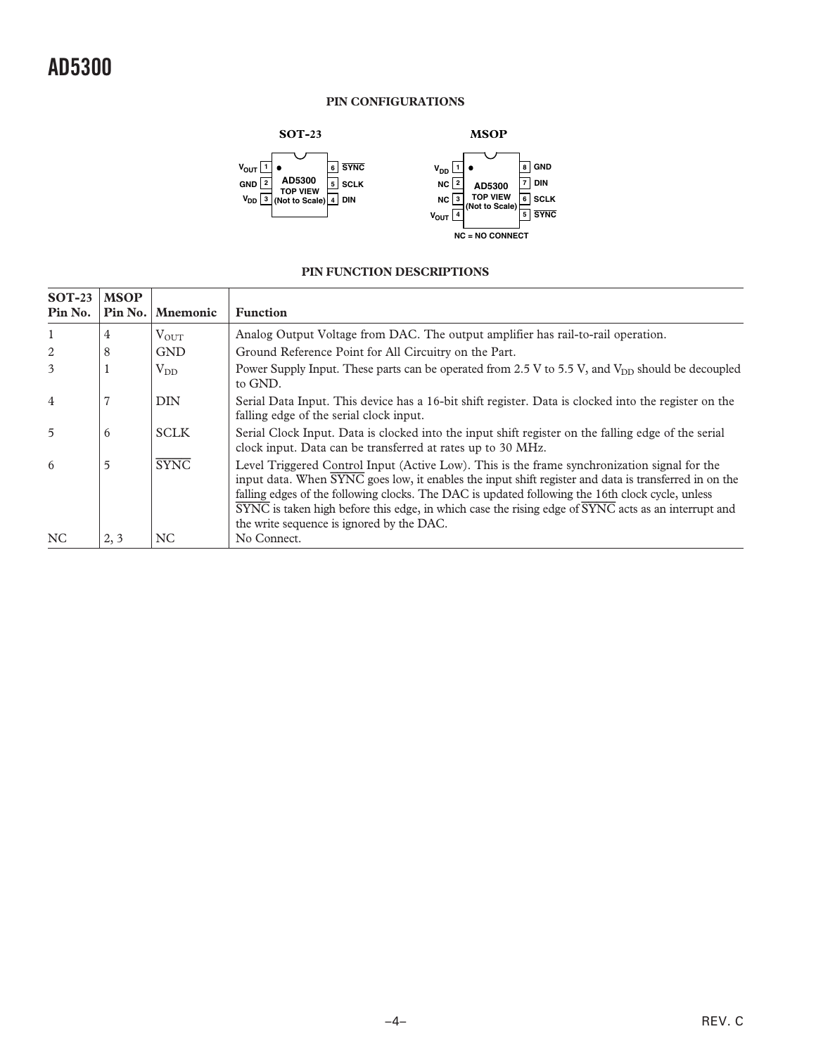## PIN CONFIGURATIONS

**SOT-23**

| Pin | Name | | Pin | Name |
|---|---|---|---|---|
| 1 | $V_{OUT}$ | | 6 | $\overline{SYNC}$ |
| 2 | GND | | 5 | SCLK |
| 3 | $V_{DD}$ | | 4 | DIN |

AD5300 TOP VIEW (Not to Scale)

**MSOP**

| Pin | Name | | Pin | Name |
|---|---|---|---|---|
| 1 | $V_{DD}$ | | 8 | GND |
| 2 | NC | | 7 | DIN |
| 3 | NC | | 6 | SCLK |
| 4 | $V_{OUT}$ | | 5 | $\overline{SYNC}$ |

AD5300 TOP VIEW (Not to Scale)

NC = NO CONNECT

## PIN FUNCTION DESCRIPTIONS

| SOT-23 Pin No. | MSOP Pin No. | Mnemonic | Function |
|---|---|---|---|
| 1 | 4 | $V_{OUT}$ | Analog Output Voltage from DAC. The output amplifier has rail-to-rail operation. |
| 2 | 8 | GND | Ground Reference Point for All Circuitry on the Part. |
| 3 | 1 | $V_{DD}$ | Power Supply Input. These parts can be operated from 2.5 V to 5.5 V, and $V_{DD}$ should be decoupled to GND. |
| 4 | 7 | DIN | Serial Data Input. This device has a 16-bit shift register. Data is clocked into the register on the falling edge of the serial clock input. |
| 5 | 6 | SCLK | Serial Clock Input. Data is clocked into the input shift register on the falling edge of the serial clock input. Data can be transferred at rates up to 30 MHz. |
| 6 | 5 | $\overline{SYNC}$ | Level Triggered Control Input (Active Low). This is the frame synchronization signal for the input data. When $\overline{SYNC}$ goes low, it enables the input shift register and data is transferred in on the falling edges of the following clocks. The DAC is updated following the 16th clock cycle, unless $\overline{SYNC}$ is taken high before this edge, in which case the rising edge of $\overline{SYNC}$ acts as an interrupt and the write sequence is ignored by the DAC. |
| NC | 2, 3 | NC | No Connect. |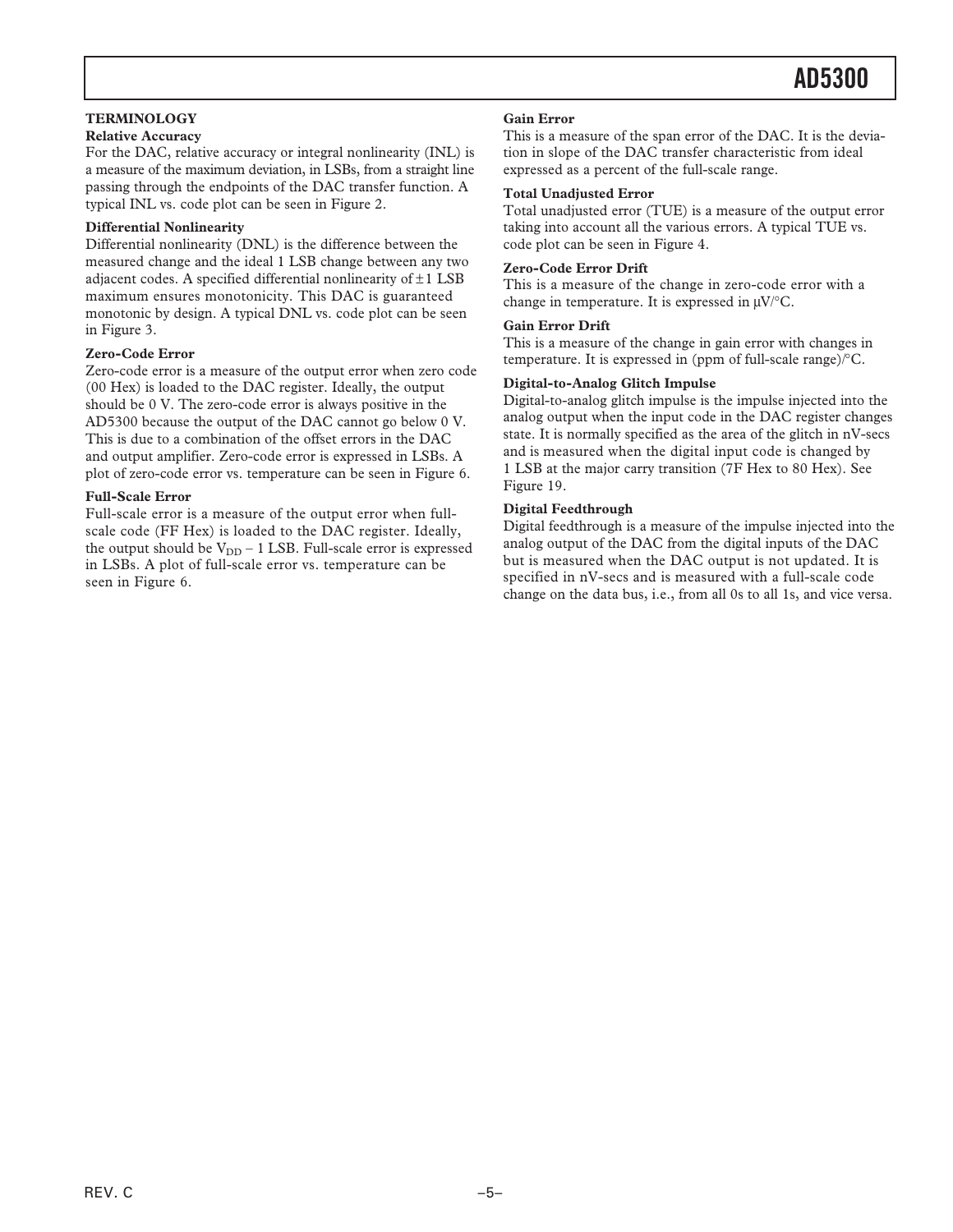## TERMINOLOGY

### Relative Accuracy

For the DAC, relative accuracy or integral nonlinearity (INL) is a measure of the maximum deviation, in LSBs, from a straight line passing through the endpoints of the DAC transfer function. A typical INL vs. code plot can be seen in Figure 2.

### Differential Nonlinearity

Differential nonlinearity (DNL) is the difference between the measured change and the ideal 1 LSB change between any two adjacent codes. A specified differential nonlinearity of ±1 LSB maximum ensures monotonicity. This DAC is guaranteed monotonic by design. A typical DNL vs. code plot can be seen in Figure 3.

### Zero-Code Error

Zero-code error is a measure of the output error when zero code (00 Hex) is loaded to the DAC register. Ideally, the output should be 0 V. The zero-code error is always positive in the AD5300 because the output of the DAC cannot go below 0 V. This is due to a combination of the offset errors in the DAC and output amplifier. Zero-code error is expressed in LSBs. A plot of zero-code error vs. temperature can be seen in Figure 6.

### Full-Scale Error

Full-scale error is a measure of the output error when full-scale code (FF Hex) is loaded to the DAC register. Ideally, the output should be $V_{DD}$ – 1 LSB. Full-scale error is expressed in LSBs. A plot of full-scale error vs. temperature can be seen in Figure 6.

### Gain Error

This is a measure of the span error of the DAC. It is the deviation in slope of the DAC transfer characteristic from ideal expressed as a percent of the full-scale range.

### Total Unadjusted Error

Total unadjusted error (TUE) is a measure of the output error taking into account all the various errors. A typical TUE vs. code plot can be seen in Figure 4.

### Zero-Code Error Drift

This is a measure of the change in zero-code error with a change in temperature. It is expressed in μV/°C.

### Gain Error Drift

This is a measure of the change in gain error with changes in temperature. It is expressed in (ppm of full-scale range)/°C.

### Digital-to-Analog Glitch Impulse

Digital-to-analog glitch impulse is the impulse injected into the analog output when the input code in the DAC register changes state. It is normally specified as the area of the glitch in nV-secs and is measured when the digital input code is changed by 1 LSB at the major carry transition (7F Hex to 80 Hex). See Figure 19.

### Digital Feedthrough

Digital feedthrough is a measure of the impulse injected into the analog output of the DAC from the digital inputs of the DAC but is measured when the DAC output is not updated. It is specified in nV-secs and is measured with a full-scale code change on the data bus, i.e., from all 0s to all 1s, and vice versa.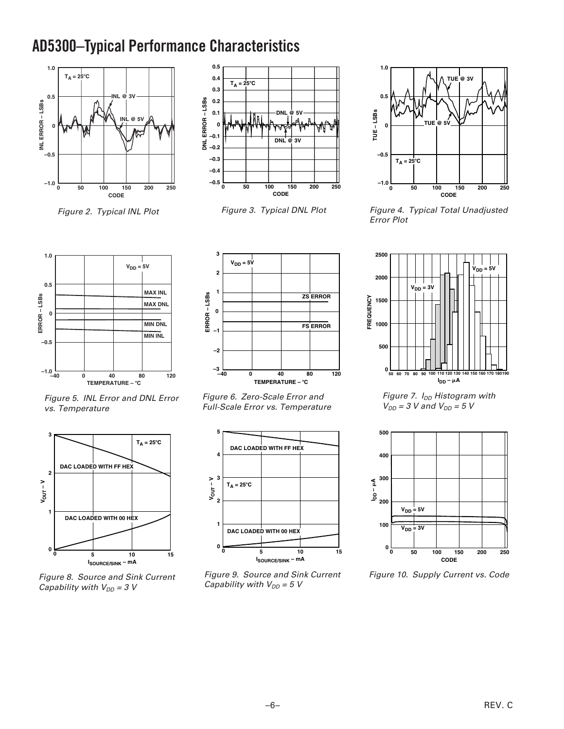## AD5300–Typical Performance Characteristics

*Figure 2. Typical INL Plot*

*Figure 3. Typical DNL Plot*

*Figure 4. Typical Total Unadjusted Error Plot*

*Figure 5. INL Error and DNL Error vs. Temperature*

*Figure 6. Zero-Scale Error and Full-Scale Error vs. Temperature*

*Figure 7. $I_{DD}$ Histogram with $V_{DD}$ = 3 V and $V_{DD}$ = 5 V*

*Figure 8. Source and Sink Current Capability with $V_{DD}$ = 3 V*

*Figure 9. Source and Sink Current Capability with $V_{DD}$ = 5 V*

*Figure 10. Supply Current vs. Code*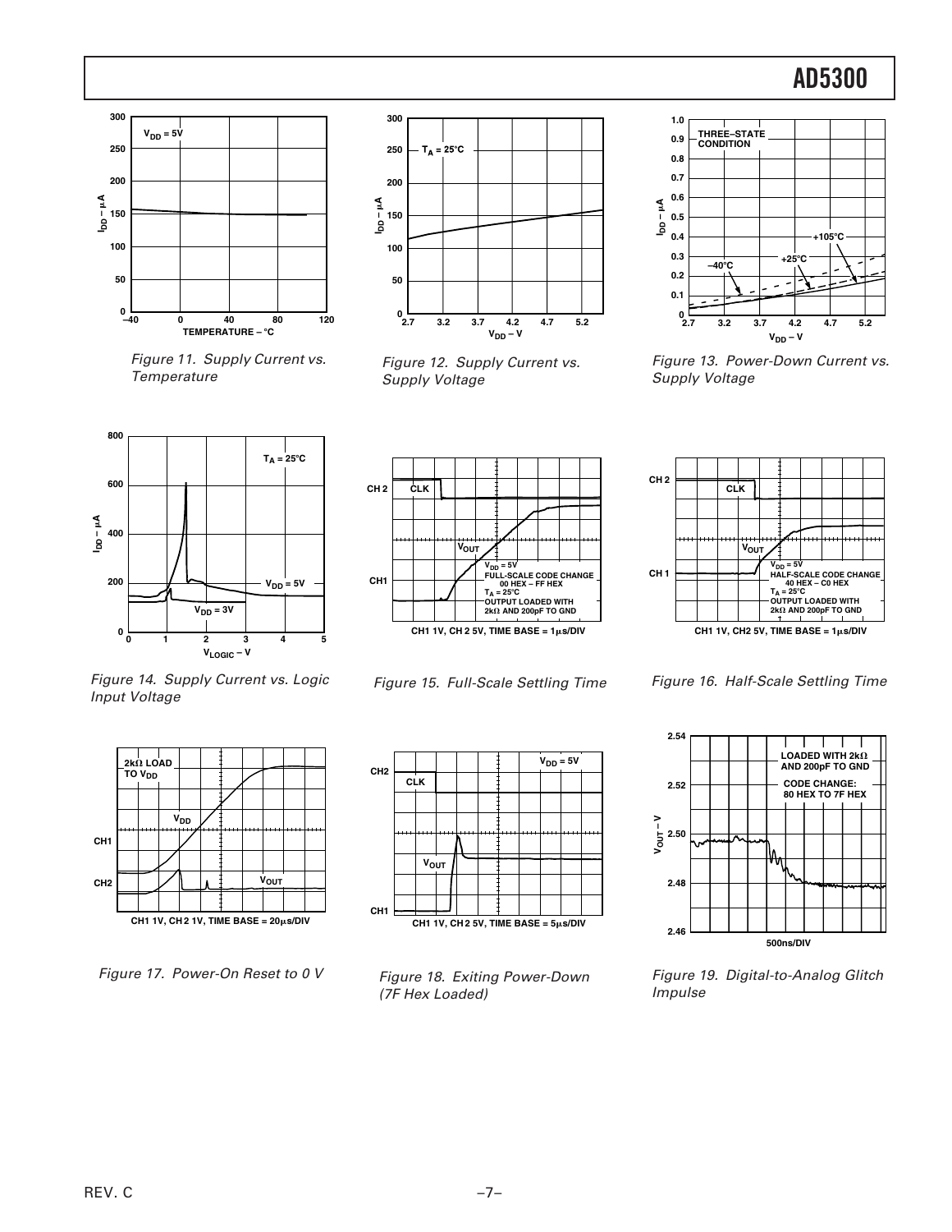Figure 11. Supply Current vs. Temperature

Figure 12. Supply Current vs. Supply Voltage

Figure 13. Power-Down Current vs. Supply Voltage

Figure 14. Supply Current vs. Logic Input Voltage

Figure 15. Full-Scale Settling Time

Figure 16. Half-Scale Settling Time

Figure 17. Power-On Reset to 0 V

Figure 18. Exiting Power-Down (7F Hex Loaded)

Figure 19. Digital-to-Analog Glitch Impulse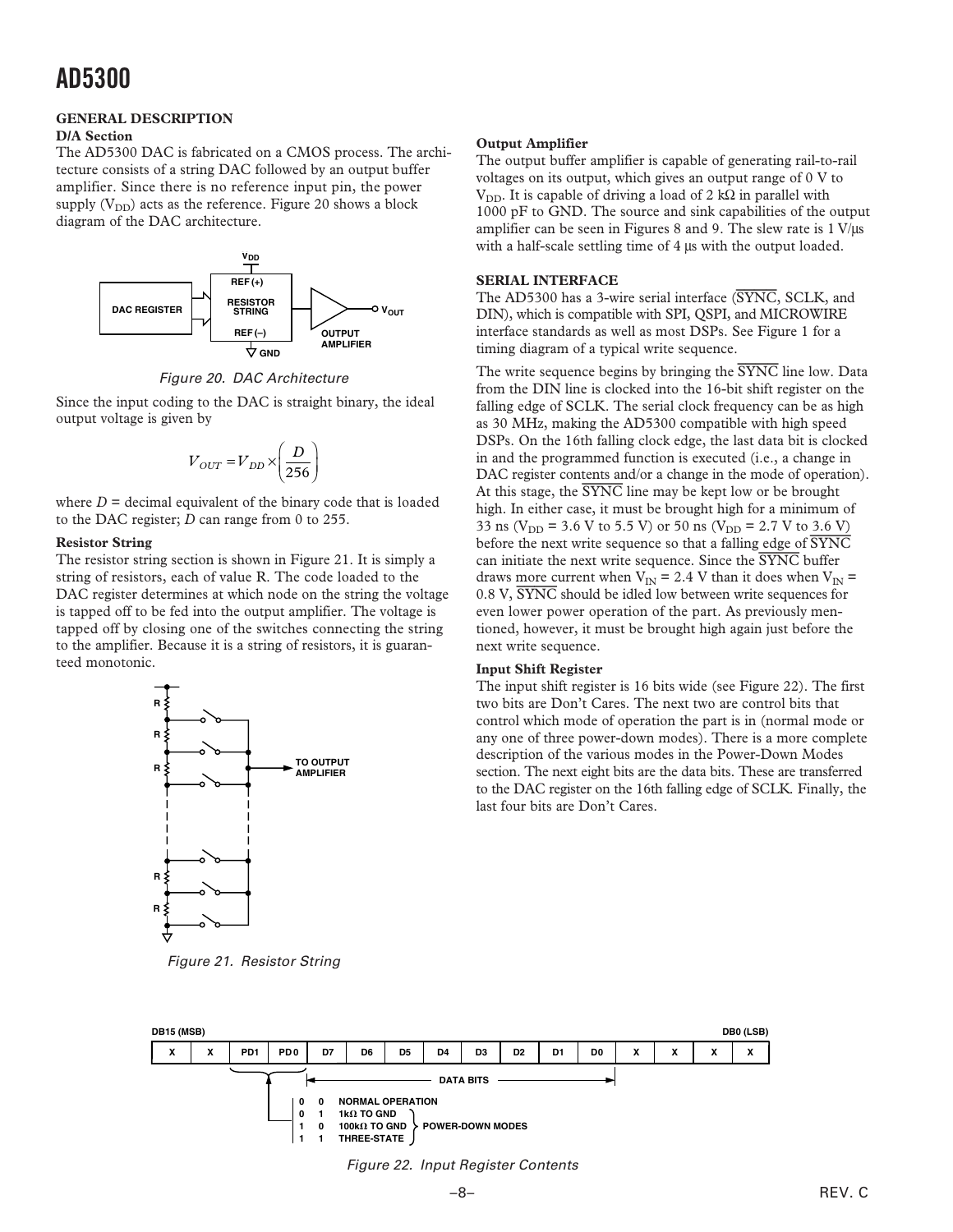## GENERAL DESCRIPTION

### D/A Section

The AD5300 DAC is fabricated on a CMOS process. The architecture consists of a string DAC followed by an output buffer amplifier. Since there is no reference input pin, the power supply ($V_{DD}$) acts as the reference. Figure 20 shows a block diagram of the DAC architecture.

*Figure 20. DAC Architecture*

Since the input coding to the DAC is straight binary, the ideal output voltage is given by

$$V_{OUT} = V_{DD} \times \left( \frac{D}{256} \right)$$

where $D$ = decimal equivalent of the binary code that is loaded to the DAC register; $D$ can range from 0 to 255.

**Resistor String**

The resistor string section is shown in Figure 21. It is simply a string of resistors, each of value R. The code loaded to the DAC register determines at which node on the string the voltage is tapped off to be fed into the output amplifier. The voltage is tapped off by closing one of the switches connecting the string to the amplifier. Because it is a string of resistors, it is guaranteed monotonic.

*Figure 21. Resistor String*

**Output Amplifier**

The output buffer amplifier is capable of generating rail-to-rail voltages on its output, which gives an output range of 0 V to $V_{DD}$. It is capable of driving a load of 2 kΩ in parallel with 1000 pF to GND. The source and sink capabilities of the output amplifier can be seen in Figures 8 and 9. The slew rate is 1 V/µs with a half-scale settling time of 4 µs with the output loaded.

### SERIAL INTERFACE

The AD5300 has a 3-wire serial interface ($\overline{SYNC}$, SCLK, and DIN), which is compatible with SPI, QSPI, and MICROWIRE interface standards as well as most DSPs. See Figure 1 for a timing diagram of a typical write sequence.

The write sequence begins by bringing the $\overline{SYNC}$ line low. Data from the DIN line is clocked into the 16-bit shift register on the falling edge of SCLK. The serial clock frequency can be as high as 30 MHz, making the AD5300 compatible with high speed DSPs. On the 16th falling clock edge, the last data bit is clocked in and the programmed function is executed (i.e., a change in DAC register contents and/or a change in the mode of operation). At this stage, the $\overline{SYNC}$ line may be kept low or be brought high. In either case, it must be brought high for a minimum of 33 ns ($V_{DD}$ = 3.6 V to 5.5 V) or 50 ns ($V_{DD}$ = 2.7 V to 3.6 V) before the next write sequence so that a falling edge of $\overline{SYNC}$ can initiate the next write sequence. Since the $\overline{SYNC}$ buffer draws more current when $V_{IN}$ = 2.4 V than it does when $V_{IN}$ = 0.8 V, $\overline{SYNC}$ should be idled low between write sequences for even lower power operation of the part. As previously mentioned, however, it must be brought high again just before the next write sequence.

**Input Shift Register**

The input shift register is 16 bits wide (see Figure 22). The first two bits are Don't Cares. The next two are control bits that control which mode of operation the part is in (normal mode or any one of three power-down modes). There is a more complete description of the various modes in the Power-Down Modes section. The next eight bits are the data bits. These are transferred to the DAC register on the 16th falling edge of SCLK. Finally, the last four bits are Don't Cares.

| DB15 (MSB) | | | | | | | | | | | | | | | DB0 (LSB) |
|---|---|---|---|---|---|---|---|---|---|---|---|---|---|---|---|
| X | X | PD1 | PD0 | D7 | D6 | D5 | D4 | D3 | D2 | D1 | D0 | X | X | X | X |

DATA BITS: D7–D0

| PD1 | PD0 | Mode | |
|---|---|---|---|
| 0 | 0 | NORMAL OPERATION | |
| 0 | 1 | 1kΩ TO GND | POWER-DOWN MODES |
| 1 | 0 | 100kΩ TO GND | POWER-DOWN MODES |
| 1 | 1 | THREE-STATE | POWER-DOWN MODES |

*Figure 22. Input Register Contents*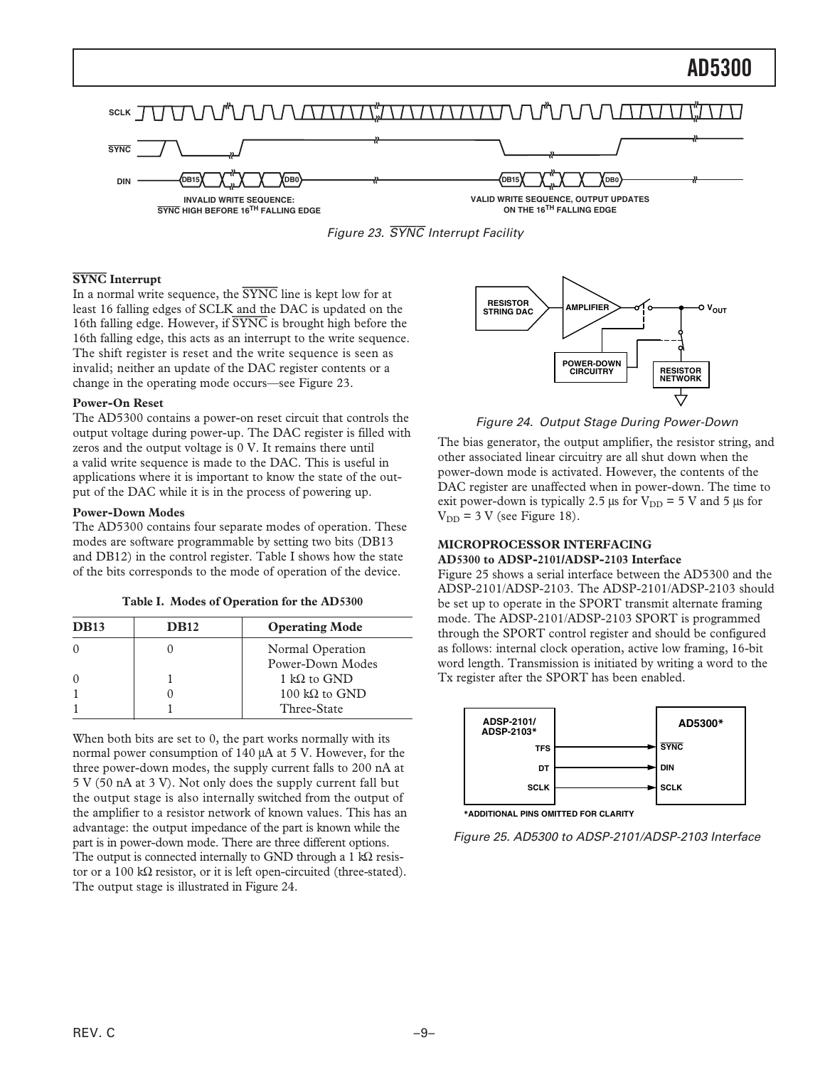Figure 23. $\overline{SYNC}$ Interrupt Facility

### $\overline{SYNC}$ Interrupt

In a normal write sequence, the $\overline{SYNC}$ line is kept low for at least 16 falling edges of SCLK and the DAC is updated on the 16th falling edge. However, if $\overline{SYNC}$ is brought high before the 16th falling edge, this acts as an interrupt to the write sequence. The shift register is reset and the write sequence is seen as invalid; neither an update of the DAC register contents or a change in the operating mode occurs—see Figure 23.

### Power-On Reset

The AD5300 contains a power-on reset circuit that controls the output voltage during power-up. The DAC register is filled with zeros and the output voltage is 0 V. It remains there until a valid write sequence is made to the DAC. This is useful in applications where it is important to know the state of the output of the DAC while it is in the process of powering up.

### Power-Down Modes

The AD5300 contains four separate modes of operation. These modes are software programmable by setting two bits (DB13 and DB12) in the control register. Table I shows how the state of the bits corresponds to the mode of operation of the device.

**Table I. Modes of Operation for the AD5300**

| DB13 | DB12 | Operating Mode |
|---|---|---|
| 0 | 0 | Normal Operation |
| | | Power-Down Modes |
| 0 | 1 | 1 kΩ to GND |
| 1 | 0 | 100 kΩ to GND |
| 1 | 1 | Three-State |

When both bits are set to 0, the part works normally with its normal power consumption of 140 µA at 5 V. However, for the three power-down modes, the supply current falls to 200 nA at 5 V (50 nA at 3 V). Not only does the supply current fall but the output stage is also internally switched from the output of the amplifier to a resistor network of known values. This has an advantage: the output impedance of the part is known while the part is in power-down mode. There are three different options. The output is connected internally to GND through a 1 kΩ resistor or a 100 kΩ resistor, or it is left open-circuited (three-stated). The output stage is illustrated in Figure 24.

Figure 24. Output Stage During Power-Down

The bias generator, the output amplifier, the resistor string, and other associated linear circuitry are all shut down when the power-down mode is activated. However, the contents of the DAC register are unaffected when in power-down. The time to exit power-down is typically 2.5 µs for $V_{DD}$ = 5 V and 5 µs for $V_{DD}$ = 3 V (see Figure 18).

## MICROPROCESSOR INTERFACING

### AD5300 to ADSP-2101/ADSP-2103 Interface

Figure 25 shows a serial interface between the AD5300 and the ADSP-2101/ADSP-2103. The ADSP-2101/ADSP-2103 should be set up to operate in the SPORT transmit alternate framing mode. The ADSP-2101/ADSP-2103 SPORT is programmed through the SPORT control register and should be configured as follows: internal clock operation, active low framing, 16-bit word length. Transmission is initiated by writing a word to the Tx register after the SPORT has been enabled.

Figure 25. AD5300 to ADSP-2101/ADSP-2103 Interface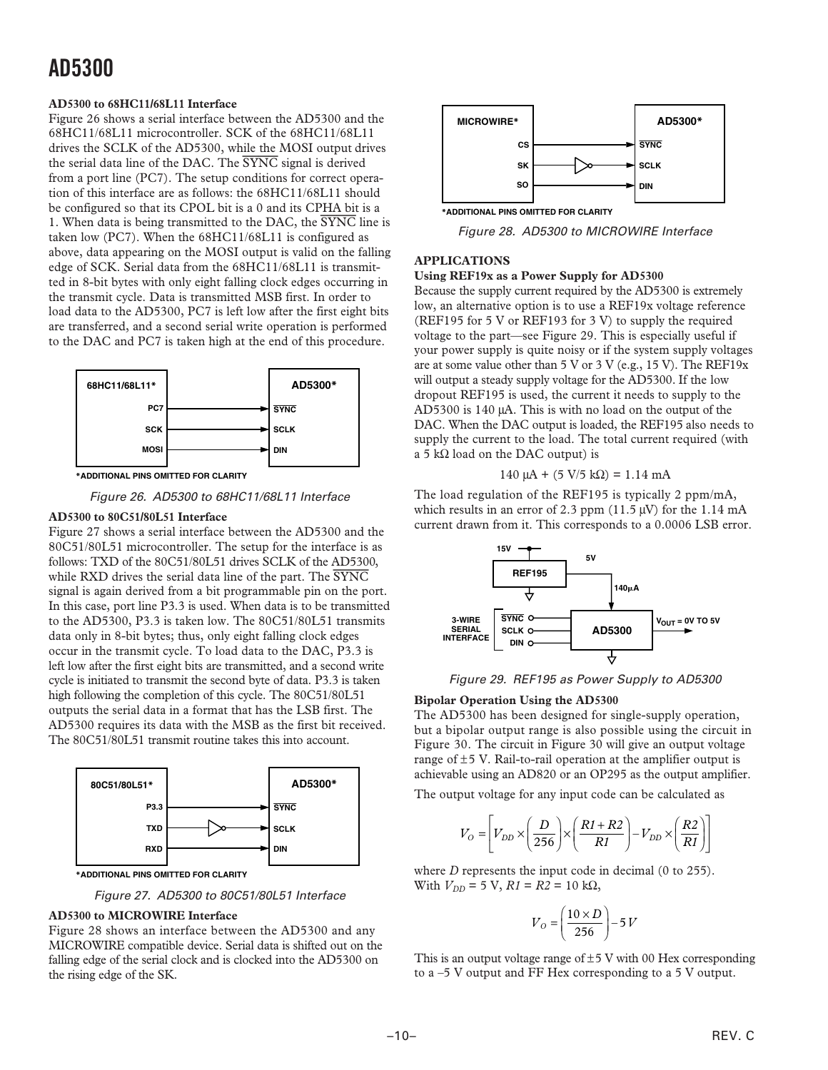**AD5300 to 68HC11/68L11 Interface**

Figure 26 shows a serial interface between the AD5300 and the 68HC11/68L11 microcontroller. SCK of the 68HC11/68L11 drives the SCLK of the AD5300, while the MOSI output drives the serial data line of the DAC. The $\overline{SYNC}$ signal is derived from a port line (PC7). The setup conditions for correct operation of this interface are as follows: the 68HC11/68L11 should be configured so that its CPOL bit is a 0 and its CPHA bit is a 1. When data is being transmitted to the DAC, the $\overline{SYNC}$ line is taken low (PC7). When the 68HC11/68L11 is configured as above, data appearing on the MOSI output is valid on the falling edge of SCK. Serial data from the 68HC11/68L11 is transmitted in 8-bit bytes with only eight falling clock edges occurring in the transmit cycle. Data is transmitted MSB first. In order to load data to the AD5300, PC7 is left low after the first eight bits are transferred, and a second serial write operation is performed to the DAC and PC7 is taken high at the end of this procedure.

Figure 26. AD5300 to 68HC11/68L11 Interface

**AD5300 to 80C51/80L51 Interface**

Figure 27 shows a serial interface between the AD5300 and the 80C51/80L51 microcontroller. The setup for the interface is as follows: TXD of the 80C51/80L51 drives SCLK of the AD5300, while RXD drives the serial data line of the part. The $\overline{SYNC}$ signal is again derived from a bit programmable pin on the port. In this case, port line P3.3 is used. When data is to be transmitted to the AD5300, P3.3 is taken low. The 80C51/80L51 transmits data only in 8-bit bytes; thus, only eight falling clock edges occur in the transmit cycle. To load data to the DAC, P3.3 is left low after the first eight bits are transmitted, and a second write cycle is initiated to transmit the second byte of data. P3.3 is taken high following the completion of this cycle. The 80C51/80L51 outputs the serial data in a format that has the LSB first. The AD5300 requires its data with the MSB as the first bit received. The 80C51/80L51 transmit routine takes this into account.

Figure 27. AD5300 to 80C51/80L51 Interface

**AD5300 to MICROWIRE Interface**

Figure 28 shows an interface between the AD5300 and any MICROWIRE compatible device. Serial data is shifted out on the falling edge of the serial clock and is clocked into the AD5300 on the rising edge of the SK.

Figure 28. AD5300 to MICROWIRE Interface

## APPLICATIONS

**Using REF19x as a Power Supply for AD5300**

Because the supply current required by the AD5300 is extremely low, an alternative option is to use a REF19x voltage reference (REF195 for 5 V or REF193 for 3 V) to supply the required voltage to the part—see Figure 29. This is especially useful if your power supply is quite noisy or if the system supply voltages are at some value other than 5 V or 3 V (e.g., 15 V). The REF19x will output a steady supply voltage for the AD5300. If the low dropout REF195 is used, the current it needs to supply to the AD5300 is 140 µA. This is with no load on the output of the DAC. When the DAC output is loaded, the REF195 also needs to supply the current to the load. The total current required (with a 5 kΩ load on the DAC output) is

$$140\ \mu A + (5\ V/5\ k\Omega) = 1.14\ mA$$

The load regulation of the REF195 is typically 2 ppm/mA, which results in an error of 2.3 ppm (11.5 µV) for the 1.14 mA current drawn from it. This corresponds to a 0.0006 LSB error.

Figure 29. REF195 as Power Supply to AD5300

**Bipolar Operation Using the AD5300**

The AD5300 has been designed for single-supply operation, but a bipolar output range is also possible using the circuit in Figure 30. The circuit in Figure 30 will give an output voltage range of ±5 V. Rail-to-rail operation at the amplifier output is achievable using an AD820 or an OP295 as the output amplifier.

The output voltage for any input code can be calculated as

$$V_O = \left[ V_{DD} \times \left( \frac{D}{256} \right) \times \left( \frac{R1 + R2}{R1} \right) - V_{DD} \times \left( \frac{R2}{R1} \right) \right]$$

where $D$ represents the input code in decimal (0 to 255).
With $V_{DD} = 5\ V$, $R1 = R2 = 10\ k\Omega$,

$$V_O = \left( \frac{10 \times D}{256} \right) - 5\ V$$

This is an output voltage range of ±5 V with 00 Hex corresponding to a –5 V output and FF Hex corresponding to a 5 V output.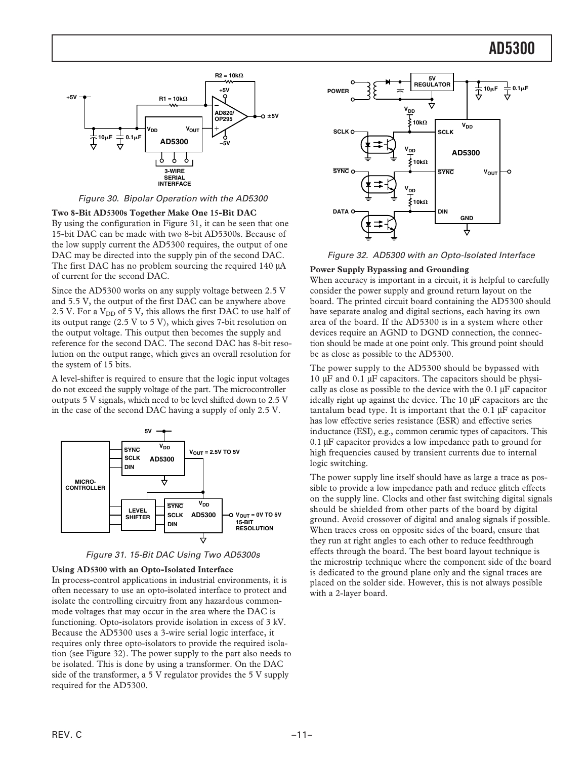Figure 30. Bipolar Operation with the AD5300

**Two 8-Bit AD5300s Together Make One 15-Bit DAC**

By using the configuration in Figure 31, it can be seen that one 15-bit DAC can be made with two 8-bit AD5300s. Because of the low supply current the AD5300 requires, the output of one DAC may be directed into the supply pin of the second DAC. The first DAC has no problem sourcing the required 140 µA of current for the second DAC.

Since the AD5300 works on any supply voltage between 2.5 V and 5.5 V, the output of the first DAC can be anywhere above 2.5 V. For a $V_{DD}$ of 5 V, this allows the first DAC to use half of its output range (2.5 V to 5 V), which gives 7-bit resolution on the output voltage. This output then becomes the supply and reference for the second DAC. The second DAC has 8-bit resolution on the output range, which gives an overall resolution for the system of 15 bits.

A level-shifter is required to ensure that the logic input voltages do not exceed the supply voltage of the part. The microcontroller outputs 5 V signals, which need to be level shifted down to 2.5 V in the case of the second DAC having a supply of only 2.5 V.

Figure 31. 15-Bit DAC Using Two AD5300s

**Using AD5300 with an Opto-Isolated Interface**

In process-control applications in industrial environments, it is often necessary to use an opto-isolated interface to protect and isolate the controlling circuitry from any hazardous common-mode voltages that may occur in the area where the DAC is functioning. Opto-isolators provide isolation in excess of 3 kV. Because the AD5300 uses a 3-wire serial logic interface, it requires only three opto-isolators to provide the required isolation (see Figure 32). The power supply to the part also needs to be isolated. This is done by using a transformer. On the DAC side of the transformer, a 5 V regulator provides the 5 V supply required for the AD5300.

Figure 32. AD5300 with an Opto-Isolated Interface

**Power Supply Bypassing and Grounding**

When accuracy is important in a circuit, it is helpful to carefully consider the power supply and ground return layout on the board. The printed circuit board containing the AD5300 should have separate analog and digital sections, each having its own area of the board. If the AD5300 is in a system where other devices require an AGND to DGND connection, the connection should be made at one point only. This ground point should be as close as possible to the AD5300.

The power supply to the AD5300 should be bypassed with 10 µF and 0.1 µF capacitors. The capacitors should be physically as close as possible to the device with the 0.1 µF capacitor ideally right up against the device. The 10 µF capacitors are the tantalum bead type. It is important that the 0.1 µF capacitor has low effective series resistance (ESR) and effective series inductance (ESI), e.g., common ceramic types of capacitors. This 0.1 µF capacitor provides a low impedance path to ground for high frequencies caused by transient currents due to internal logic switching.

The power supply line itself should have as large a trace as possible to provide a low impedance path and reduce glitch effects on the supply line. Clocks and other fast switching digital signals should be shielded from other parts of the board by digital ground. Avoid crossover of digital and analog signals if possible. When traces cross on opposite sides of the board, ensure that they run at right angles to each other to reduce feedthrough effects through the board. The best board layout technique is the microstrip technique where the component side of the board is dedicated to the ground plane only and the signal traces are placed on the solder side. However, this is not always possible with a 2-layer board.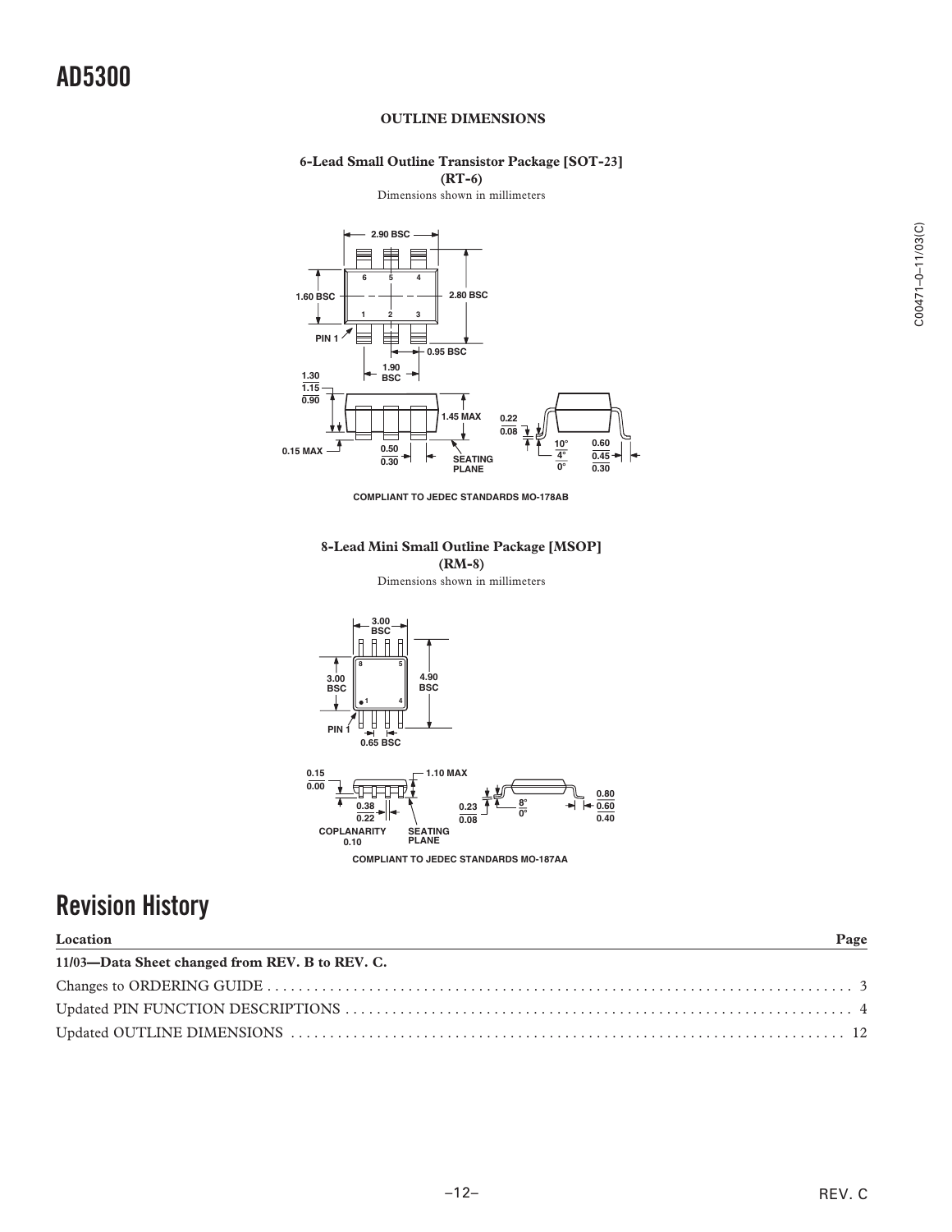## OUTLINE DIMENSIONS

**6-Lead Small Outline Transistor Package [SOT-23]**
**(RT-6)**
Dimensions shown in millimeters

2.90 BSC
1.60 BSC
2.80 BSC
PIN 1
0.95 BSC
1.90 BSC
1.30
1.15
0.90
1.45 MAX
0.15 MAX
0.50
0.30
SEATING PLANE
0.22
0.08
10°
4°
0°
0.60
0.45
0.30

COMPLIANT TO JEDEC STANDARDS MO-178AB

**8-Lead Mini Small Outline Package [MSOP]**
**(RM-8)**
Dimensions shown in millimeters

3.00 BSC
3.00 BSC
4.90 BSC
PIN 1
0.65 BSC
0.15
0.00
1.10 MAX
0.38
0.22
COPLANARITY 0.10
SEATING PLANE
0.23
0.08
8°
0°
0.80
0.60
0.40

COMPLIANT TO JEDEC STANDARDS MO-187AA

# Revision History

| Location | Page |
|---|---|
| **11/03—Data Sheet changed from REV. B to REV. C.** | |
| Changes to ORDERING GUIDE | 3 |
| Updated PIN FUNCTION DESCRIPTIONS | 4 |
| Updated OUTLINE DIMENSIONS | 12 |